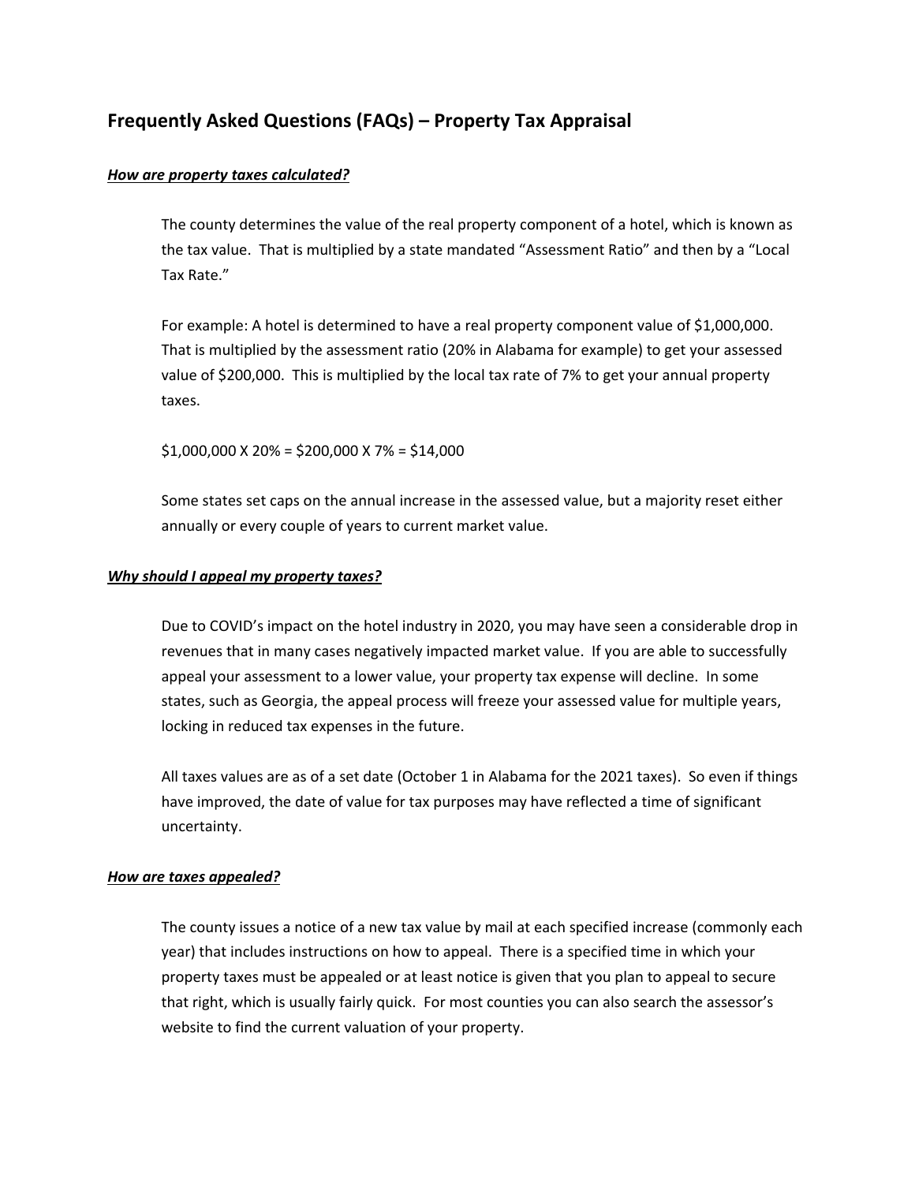## Frequently Asked Questions (FAQs) – Property Tax Appraisal

***How are property taxes calculated?***

The county determines the value of the real property component of a hotel, which is known as the tax value. That is multiplied by a state mandated "Assessment Ratio" and then by a "Local Tax Rate."

For example: A hotel is determined to have a real property component value of $1,000,000. That is multiplied by the assessment ratio (20% in Alabama for example) to get your assessed value of $200,000. This is multiplied by the local tax rate of 7% to get your annual property taxes.

$1,000,000 X 20% = $200,000 X 7% = $14,000

Some states set caps on the annual increase in the assessed value, but a majority reset either annually or every couple of years to current market value.

***Why should I appeal my property taxes?***

Due to COVID's impact on the hotel industry in 2020, you may have seen a considerable drop in revenues that in many cases negatively impacted market value. If you are able to successfully appeal your assessment to a lower value, your property tax expense will decline. In some states, such as Georgia, the appeal process will freeze your assessed value for multiple years, locking in reduced tax expenses in the future.

All taxes values are as of a set date (October 1 in Alabama for the 2021 taxes). So even if things have improved, the date of value for tax purposes may have reflected a time of significant uncertainty.

***How are taxes appealed?***

The county issues a notice of a new tax value by mail at each specified increase (commonly each year) that includes instructions on how to appeal. There is a specified time in which your property taxes must be appealed or at least notice is given that you plan to appeal to secure that right, which is usually fairly quick. For most counties you can also search the assessor's website to find the current valuation of your property.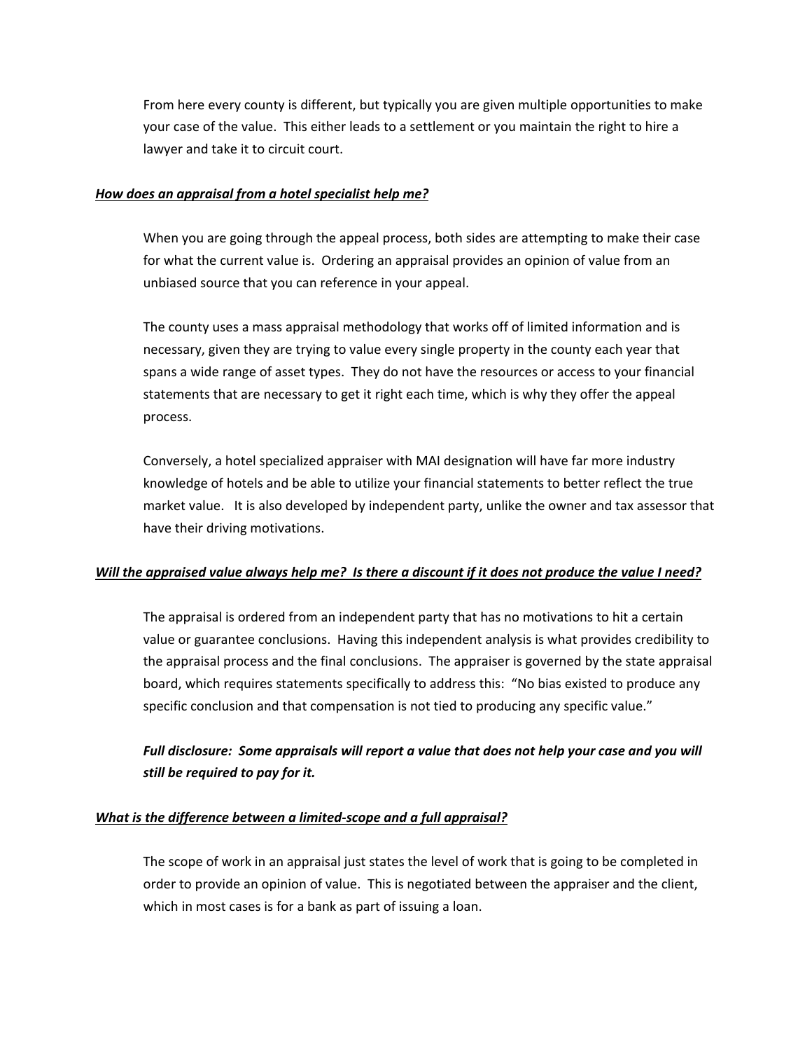From here every county is different, but typically you are given multiple opportunities to make your case of the value. This either leads to a settlement or you maintain the right to hire a lawyer and take it to circuit court.

***<u>How does an appraisal from a hotel specialist help me?</u>***

When you are going through the appeal process, both sides are attempting to make their case for what the current value is. Ordering an appraisal provides an opinion of value from an unbiased source that you can reference in your appeal.

The county uses a mass appraisal methodology that works off of limited information and is necessary, given they are trying to value every single property in the county each year that spans a wide range of asset types. They do not have the resources or access to your financial statements that are necessary to get it right each time, which is why they offer the appeal process.

Conversely, a hotel specialized appraiser with MAI designation will have far more industry knowledge of hotels and be able to utilize your financial statements to better reflect the true market value. It is also developed by independent party, unlike the owner and tax assessor that have their driving motivations.

***<u>Will the appraised value always help me? Is there a discount if it does not produce the value I need?</u>***

The appraisal is ordered from an independent party that has no motivations to hit a certain value or guarantee conclusions. Having this independent analysis is what provides credibility to the appraisal process and the final conclusions. The appraiser is governed by the state appraisal board, which requires statements specifically to address this: "No bias existed to produce any specific conclusion and that compensation is not tied to producing any specific value."

***Full disclosure: Some appraisals will report a value that does not help your case and you will still be required to pay for it.***

***<u>What is the difference between a limited-scope and a full appraisal?</u>***

The scope of work in an appraisal just states the level of work that is going to be completed in order to provide an opinion of value. This is negotiated between the appraiser and the client, which in most cases is for a bank as part of issuing a loan.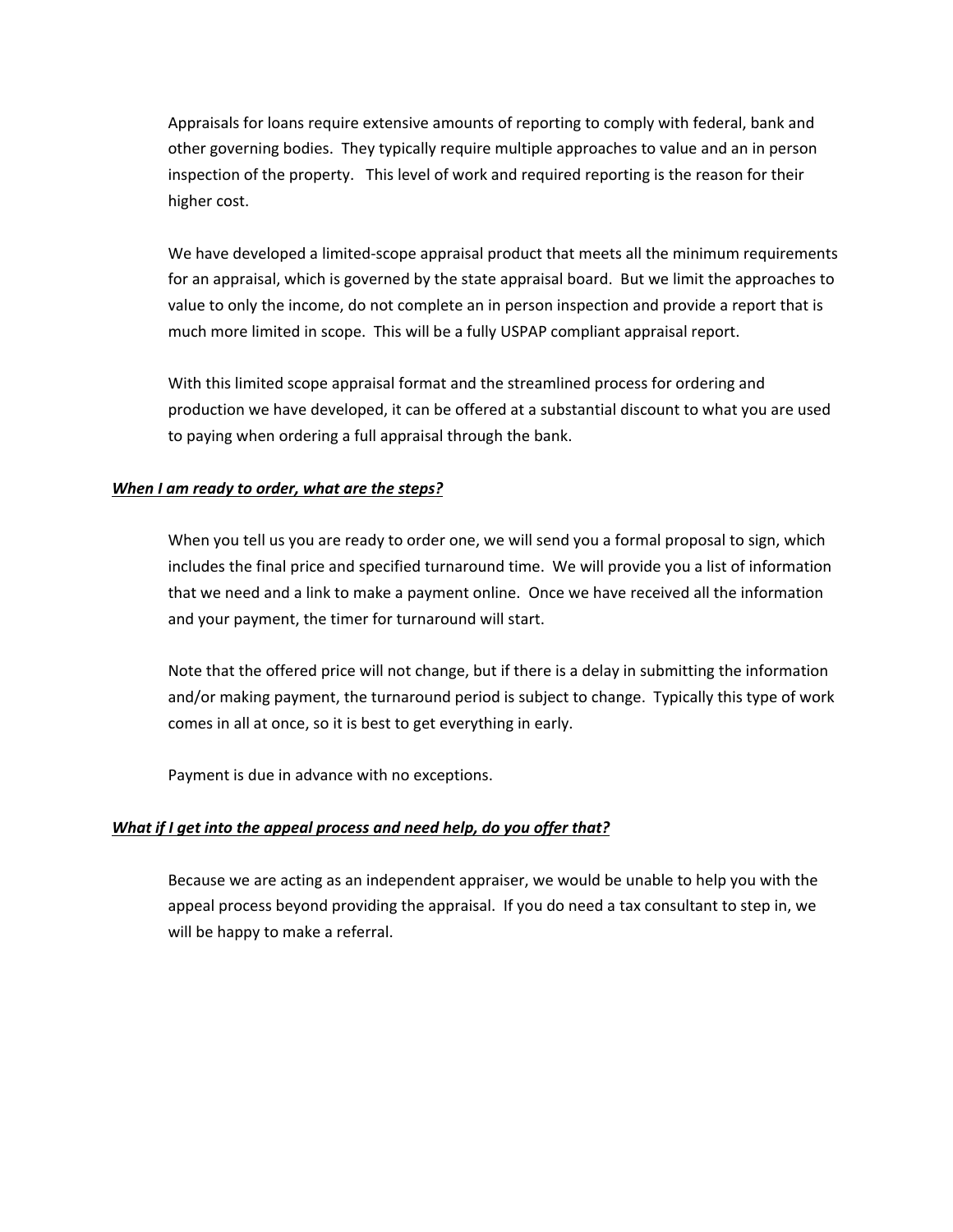Appraisals for loans require extensive amounts of reporting to comply with federal, bank and other governing bodies. They typically require multiple approaches to value and an in person inspection of the property. This level of work and required reporting is the reason for their higher cost.

We have developed a limited-scope appraisal product that meets all the minimum requirements for an appraisal, which is governed by the state appraisal board. But we limit the approaches to value to only the income, do not complete an in person inspection and provide a report that is much more limited in scope. This will be a fully USPAP compliant appraisal report.

With this limited scope appraisal format and the streamlined process for ordering and production we have developed, it can be offered at a substantial discount to what you are used to paying when ordering a full appraisal through the bank.

***<u>When I am ready to order, what are the steps?</u>***

When you tell us you are ready to order one, we will send you a formal proposal to sign, which includes the final price and specified turnaround time. We will provide you a list of information that we need and a link to make a payment online. Once we have received all the information and your payment, the timer for turnaround will start.

Note that the offered price will not change, but if there is a delay in submitting the information and/or making payment, the turnaround period is subject to change. Typically this type of work comes in all at once, so it is best to get everything in early.

Payment is due in advance with no exceptions.

***<u>What if I get into the appeal process and need help, do you offer that?</u>***

Because we are acting as an independent appraiser, we would be unable to help you with the appeal process beyond providing the appraisal. If you do need a tax consultant to step in, we will be happy to make a referral.